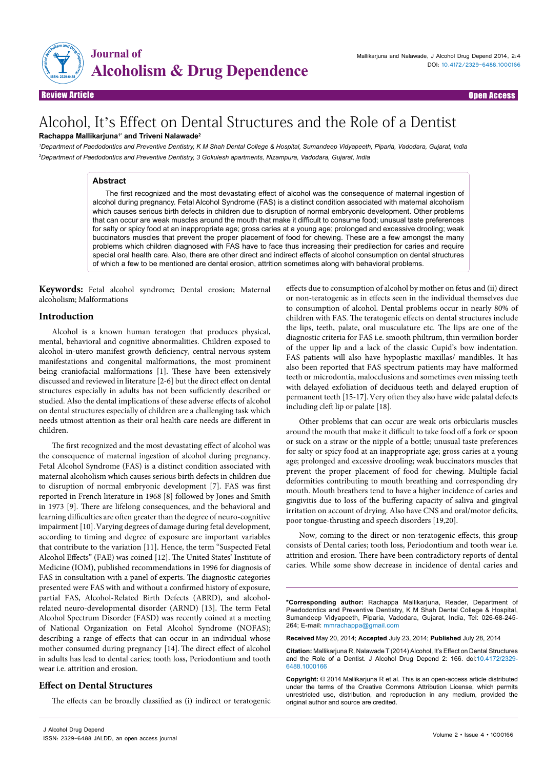Review Article | Open Access

# Alcohol, It's Effect on Dental Structures and the Role of a Dentist

**Rachappa Mallikarjuna[1*] and Triveni Nalawade[2]**

[1]*Department of Paedodontics and Preventive Dentistry, K M Shah Dental College & Hospital, Sumandeep Vidyapeeth, Piparia, Vadodara, Gujarat, India*

[2]*Department of Paedodontics and Preventive Dentistry, 3 Gokulesh apartments, Nizampura, Vadodara, Gujarat, India*

## Abstract

The first recognized and the most devastating effect of alcohol was the consequence of maternal ingestion of alcohol during pregnancy. Fetal Alcohol Syndrome (FAS) is a distinct condition associated with maternal alcoholism which causes serious birth defects in children due to disruption of normal embryonic development. Other problems that can occur are weak muscles around the mouth that make it difficult to consume food; unusual taste preferences for salty or spicy food at an inappropriate age; gross caries at a young age; prolonged and excessive drooling; weak buccinators muscles that prevent the proper placement of food for chewing. These are a few amongst the many problems which children diagnosed with FAS have to face thus increasing their predilection for caries and require special oral health care. Also, there are other direct and indirect effects of alcohol consumption on dental structures of which a few to be mentioned are dental erosion, attrition sometimes along with behavioral problems.

**Keywords:** Fetal alcohol syndrome; Dental erosion; Maternal alcoholism; Malformations

## Introduction

Alcohol is a known human teratogen that produces physical, mental, behavioral and cognitive abnormalities. Children exposed to alcohol in-utero manifest growth deficiency, central nervous system manifestations and congenital malformations, the most prominent being craniofacial malformations [1]. These have been extensively discussed and reviewed in literature [2-6] but the direct effect on dental structures especially in adults has not been sufficiently described or studied. Also the dental implications of these adverse effects of alcohol on dental structures especially of children are a challenging task which needs utmost attention as their oral health care needs are different in children.

The first recognized and the most devastating effect of alcohol was the consequence of maternal ingestion of alcohol during pregnancy. Fetal Alcohol Syndrome (FAS) is a distinct condition associated with maternal alcoholism which causes serious birth defects in children due to disruption of normal embryonic development [7]. FAS was first reported in French literature in 1968 [8] followed by Jones and Smith in 1973 [9]. There are lifelong consequences, and the behavioral and learning difficulties are often greater than the degree of neuro-cognitive impairment [10]. Varying degrees of damage during fetal development, according to timing and degree of exposure are important variables that contribute to the variation [11]. Hence, the term "Suspected Fetal Alcohol Effects" (FAE) was coined [12]. The United States' Institute of Medicine (IOM), published recommendations in 1996 for diagnosis of FAS in consultation with a panel of experts. The diagnostic categories presented were FAS with and without a confirmed history of exposure, partial FAS, Alcohol-Related Birth Defects (ABRD), and alcohol-related neuro-developmental disorder (ARND) [13]. The term Fetal Alcohol Spectrum Disorder (FASD) was recently coined at a meeting of National Organization on Fetal Alcohol Syndrome (NOFAS); describing a range of effects that can occur in an individual whose mother consumed during pregnancy [14]. The direct effect of alcohol in adults has lead to dental caries; tooth loss, Periodontium and tooth wear i.e. attrition and erosion.

## Effect on Dental Structures

The effects can be broadly classified as (i) indirect or teratogenic effects due to consumption of alcohol by mother on fetus and (ii) direct or non-teratogenic as in effects seen in the individual themselves due to consumption of alcohol. Dental problems occur in nearly 80% of children with FAS. The teratogenic effects on dental structures include the lips, teeth, palate, oral musculature etc. The lips are one of the diagnostic criteria for FAS i.e. smooth philtrum, thin vermilion border of the upper lip and a lack of the classic Cupid's bow indentation. FAS patients will also have hypoplastic maxillas/ mandibles. It has also been reported that FAS spectrum patients may have malformed teeth or microdontia, malocclusions and sometimes even missing teeth with delayed exfoliation of deciduous teeth and delayed eruption of permanent teeth [15-17]. Very often they also have wide palatal defects including cleft lip or palate [18].

Other problems that can occur are weak oris orbicularis muscles around the mouth that make it difficult to take food off a fork or spoon or suck on a straw or the nipple of a bottle; unusual taste preferences for salty or spicy food at an inappropriate age; gross caries at a young age; prolonged and excessive drooling; weak buccinators muscles that prevent the proper placement of food for chewing. Multiple facial deformities contributing to mouth breathing and corresponding dry mouth. Mouth breathers tend to have a higher incidence of caries and gingivitis due to loss of the buffering capacity of saliva and gingival irritation on account of drying. Also have CNS and oral/motor deficits, poor tongue-thrusting and speech disorders [19,20].

Now, coming to the direct or non-teratogenic effects, this group consists of Dental caries; tooth loss, Periodontium and tooth wear i.e. attrition and erosion. There have been contradictory reports of dental caries. While some show decrease in incidence of dental caries and

---

**\*Corresponding author:** Rachappa Mallikarjuna, Reader, Department of Paedodontics and Preventive Dentistry, K M Shah Dental College & Hospital, Sumandeep Vidyapeeth, Piparia, Vadodara, Gujarat, India, Tel: 026-68-245-264; E-mail: mmrachappa@gmail.com

**Received** May 20, 2014; **Accepted** July 23, 2014; **Published** July 28, 2014

**Citation:** Mallikarjuna R, Nalawade T (2014) Alcohol, It's Effect on Dental Structures and the Role of a Dentist. J Alcohol Drug Depend 2: 166. doi:10.4172/2329-6488.1000166

**Copyright:** © 2014 Mallikarjuna R et al. This is an open-access article distributed under the terms of the Creative Commons Attribution License, which permits unrestricted use, distribution, and reproduction in any medium, provided the original author and source are credited.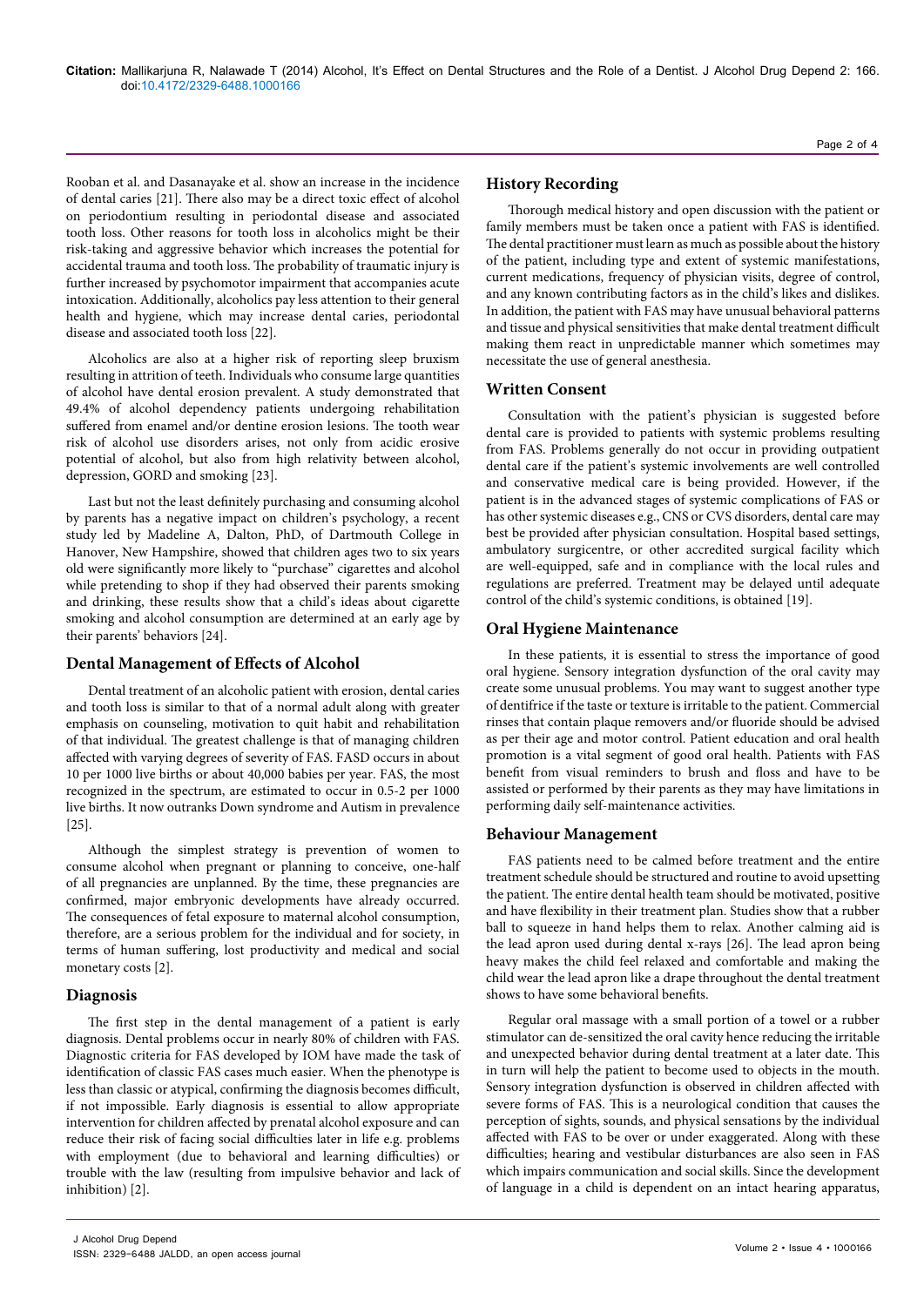Rooban et al. and Dasanayake et al. show an increase in the incidence of dental caries [21]. There also may be a direct toxic effect of alcohol on periodontium resulting in periodontal disease and associated tooth loss. Other reasons for tooth loss in alcoholics might be their risk-taking and aggressive behavior which increases the potential for accidental trauma and tooth loss. The probability of traumatic injury is further increased by psychomotor impairment that accompanies acute intoxication. Additionally, alcoholics pay less attention to their general health and hygiene, which may increase dental caries, periodontal disease and associated tooth loss [22].

Alcoholics are also at a higher risk of reporting sleep bruxism resulting in attrition of teeth. Individuals who consume large quantities of alcohol have dental erosion prevalent. A study demonstrated that 49.4% of alcohol dependency patients undergoing rehabilitation suffered from enamel and/or dentine erosion lesions. The tooth wear risk of alcohol use disorders arises, not only from acidic erosive potential of alcohol, but also from high relativity between alcohol, depression, GORD and smoking [23].

Last but not the least definitely purchasing and consuming alcohol by parents has a negative impact on children's psychology, a recent study led by Madeline A, Dalton, PhD, of Dartmouth College in Hanover, New Hampshire, showed that children ages two to six years old were significantly more likely to "purchase" cigarettes and alcohol while pretending to shop if they had observed their parents smoking and drinking, these results show that a child's ideas about cigarette smoking and alcohol consumption are determined at an early age by their parents' behaviors [24].

## Dental Management of Effects of Alcohol

Dental treatment of an alcoholic patient with erosion, dental caries and tooth loss is similar to that of a normal adult along with greater emphasis on counseling, motivation to quit habit and rehabilitation of that individual. The greatest challenge is that of managing children affected with varying degrees of severity of FAS. FASD occurs in about 10 per 1000 live births or about 40,000 babies per year. FAS, the most recognized in the spectrum, are estimated to occur in 0.5-2 per 1000 live births. It now outranks Down syndrome and Autism in prevalence [25].

Although the simplest strategy is prevention of women to consume alcohol when pregnant or planning to conceive, one-half of all pregnancies are unplanned. By the time, these pregnancies are confirmed, major embryonic developments have already occurred. The consequences of fetal exposure to maternal alcohol consumption, therefore, are a serious problem for the individual and for society, in terms of human suffering, lost productivity and medical and social monetary costs [2].

## Diagnosis

The first step in the dental management of a patient is early diagnosis. Dental problems occur in nearly 80% of children with FAS. Diagnostic criteria for FAS developed by IOM have made the task of identification of classic FAS cases much easier. When the phenotype is less than classic or atypical, confirming the diagnosis becomes difficult, if not impossible. Early diagnosis is essential to allow appropriate intervention for children affected by prenatal alcohol exposure and can reduce their risk of facing social difficulties later in life e.g. problems with employment (due to behavioral and learning difficulties) or trouble with the law (resulting from impulsive behavior and lack of inhibition) [2].

## History Recording

Thorough medical history and open discussion with the patient or family members must be taken once a patient with FAS is identified. The dental practitioner must learn as much as possible about the history of the patient, including type and extent of systemic manifestations, current medications, frequency of physician visits, degree of control, and any known contributing factors as in the child's likes and dislikes. In addition, the patient with FAS may have unusual behavioral patterns and tissue and physical sensitivities that make dental treatment difficult making them react in unpredictable manner which sometimes may necessitate the use of general anesthesia.

## Written Consent

Consultation with the patient's physician is suggested before dental care is provided to patients with systemic problems resulting from FAS. Problems generally do not occur in providing outpatient dental care if the patient's systemic involvements are well controlled and conservative medical care is being provided. However, if the patient is in the advanced stages of systemic complications of FAS or has other systemic diseases e.g., CNS or CVS disorders, dental care may best be provided after physician consultation. Hospital based settings, ambulatory surgicentre, or other accredited surgical facility which are well-equipped, safe and in compliance with the local rules and regulations are preferred. Treatment may be delayed until adequate control of the child's systemic conditions, is obtained [19].

## Oral Hygiene Maintenance

In these patients, it is essential to stress the importance of good oral hygiene. Sensory integration dysfunction of the oral cavity may create some unusual problems. You may want to suggest another type of dentifrice if the taste or texture is irritable to the patient. Commercial rinses that contain plaque removers and/or fluoride should be advised as per their age and motor control. Patient education and oral health promotion is a vital segment of good oral health. Patients with FAS benefit from visual reminders to brush and floss and have to be assisted or performed by their parents as they may have limitations in performing daily self-maintenance activities.

## Behaviour Management

FAS patients need to be calmed before treatment and the entire treatment schedule should be structured and routine to avoid upsetting the patient. The entire dental health team should be motivated, positive and have flexibility in their treatment plan. Studies show that a rubber ball to squeeze in hand helps them to relax. Another calming aid is the lead apron used during dental x-rays [26]. The lead apron being heavy makes the child feel relaxed and comfortable and making the child wear the lead apron like a drape throughout the dental treatment shows to have some behavioral benefits.

Regular oral massage with a small portion of a towel or a rubber stimulator can de-sensitized the oral cavity hence reducing the irritable and unexpected behavior during dental treatment at a later date. This in turn will help the patient to become used to objects in the mouth. Sensory integration dysfunction is observed in children affected with severe forms of FAS. This is a neurological condition that causes the perception of sights, sounds, and physical sensations by the individual affected with FAS to be over or under exaggerated. Along with these difficulties; hearing and vestibular disturbances are also seen in FAS which impairs communication and social skills. Since the development of language in a child is dependent on an intact hearing apparatus,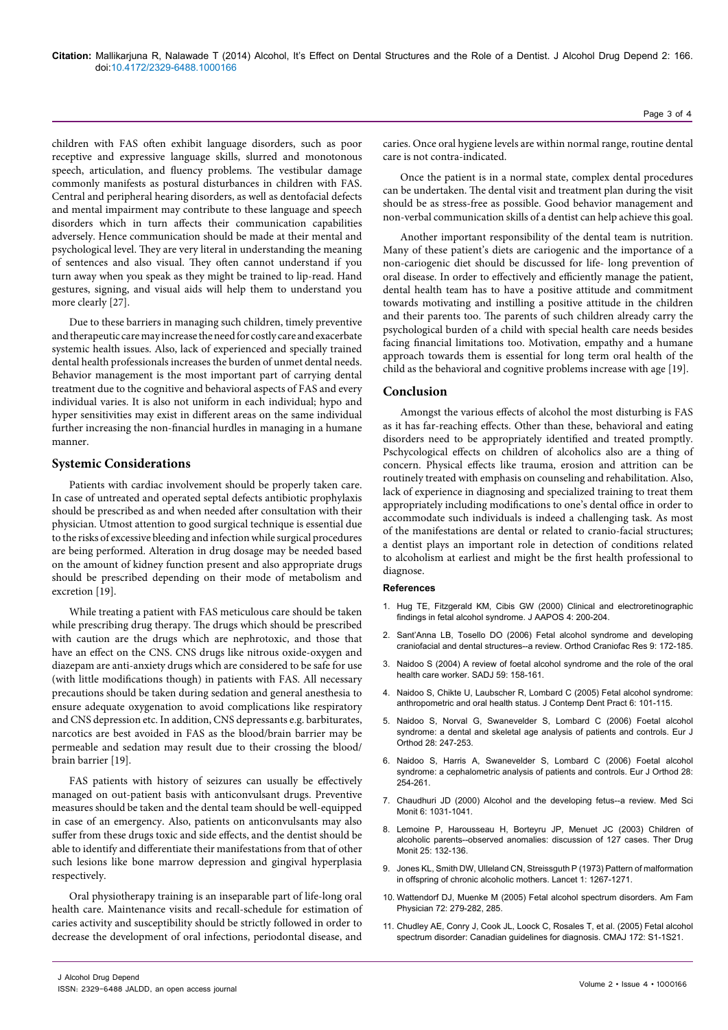children with FAS often exhibit language disorders, such as poor receptive and expressive language skills, slurred and monotonous speech, articulation, and fluency problems. The vestibular damage commonly manifests as postural disturbances in children with FAS. Central and peripheral hearing disorders, as well as dentofacial defects and mental impairment may contribute to these language and speech disorders which in turn affects their communication capabilities adversely. Hence communication should be made at their mental and psychological level. They are very literal in understanding the meaning of sentences and also visual. They often cannot understand if you turn away when you speak as they might be trained to lip-read. Hand gestures, signing, and visual aids will help them to understand you more clearly [27].

Due to these barriers in managing such children, timely preventive and therapeutic care may increase the need for costly care and exacerbate systemic health issues. Also, lack of experienced and specially trained dental health professionals increases the burden of unmet dental needs. Behavior management is the most important part of carrying dental treatment due to the cognitive and behavioral aspects of FAS and every individual varies. It is also not uniform in each individual; hypo and hyper sensitivities may exist in different areas on the same individual further increasing the non-financial hurdles in managing in a humane manner.

## Systemic Considerations

Patients with cardiac involvement should be properly taken care. In case of untreated and operated septal defects antibiotic prophylaxis should be prescribed as and when needed after consultation with their physician. Utmost attention to good surgical technique is essential due to the risks of excessive bleeding and infection while surgical procedures are being performed. Alteration in drug dosage may be needed based on the amount of kidney function present and also appropriate drugs should be prescribed depending on their mode of metabolism and excretion [19].

While treating a patient with FAS meticulous care should be taken while prescribing drug therapy. The drugs which should be prescribed with caution are the drugs which are nephrotoxic, and those that have an effect on the CNS. CNS drugs like nitrous oxide-oxygen and diazepam are anti-anxiety drugs which are considered to be safe for use (with little modifications though) in patients with FAS. All necessary precautions should be taken during sedation and general anesthesia to ensure adequate oxygenation to avoid complications like respiratory and CNS depression etc. In addition, CNS depressants e.g. barbiturates, narcotics are best avoided in FAS as the blood/brain barrier may be permeable and sedation may result due to their crossing the blood/brain barrier [19].

FAS patients with history of seizures can usually be effectively managed on out-patient basis with anticonvulsant drugs. Preventive measures should be taken and the dental team should be well-equipped in case of an emergency. Also, patients on anticonvulsants may also suffer from these drugs toxic and side effects, and the dentist should be able to identify and differentiate their manifestations from that of other such lesions like bone marrow depression and gingival hyperplasia respectively.

Oral physiotherapy training is an inseparable part of life-long oral health care. Maintenance visits and recall-schedule for estimation of caries activity and susceptibility should be strictly followed in order to decrease the development of oral infections, periodontal disease, and caries. Once oral hygiene levels are within normal range, routine dental care is not contra-indicated.

Once the patient is in a normal state, complex dental procedures can be undertaken. The dental visit and treatment plan during the visit should be as stress-free as possible. Good behavior management and non-verbal communication skills of a dentist can help achieve this goal.

Another important responsibility of the dental team is nutrition. Many of these patient's diets are cariogenic and the importance of a non-cariogenic diet should be discussed for life- long prevention of oral disease. In order to effectively and efficiently manage the patient, dental health team has to have a positive attitude and commitment towards motivating and instilling a positive attitude in the children and their parents too. The parents of such children already carry the psychological burden of a child with special health care needs besides facing financial limitations too. Motivation, empathy and a humane approach towards them is essential for long term oral health of the child as the behavioral and cognitive problems increase with age [19].

## Conclusion

Amongst the various effects of alcohol the most disturbing is FAS as it has far-reaching effects. Other than these, behavioral and eating disorders need to be appropriately identified and treated promptly. Pschycological effects on children of alcoholics also are a thing of concern. Physical effects like trauma, erosion and attrition can be routinely treated with emphasis on counseling and rehabilitation. Also, lack of experience in diagnosing and specialized training to treat them appropriately including modifications to one's dental office in order to accommodate such individuals is indeed a challenging task. As most of the manifestations are dental or related to cranio-facial structures; a dentist plays an important role in detection of conditions related to alcoholism at earliest and might be the first health professional to diagnose.

### References

1. Hug TE, Fitzgerald KM, Cibis GW (2000) Clinical and electroretinographic findings in fetal alcohol syndrome. J AAPOS 4: 200-204.
2. Sant'Anna LB, Tosello DO (2006) Fetal alcohol syndrome and developing craniofacial and dental structures--a review. Orthod Craniofac Res 9: 172-185.
3. Naidoo S (2004) A review of foetal alcohol syndrome and the role of the oral health care worker. SADJ 59: 158-161.
4. Naidoo S, Chikte U, Laubscher R, Lombard C (2005) Fetal alcohol syndrome: anthropometric and oral health status. J Contemp Dent Pract 6: 101-115.
5. Naidoo S, Norval G, Swanevelder S, Lombard C (2006) Foetal alcohol syndrome: a dental and skeletal age analysis of patients and controls. Eur J Orthod 28: 247-253.
6. Naidoo S, Harris A, Swanevelder S, Lombard C (2006) Foetal alcohol syndrome: a cephalometric analysis of patients and controls. Eur J Orthod 28: 254-261.
7. Chaudhuri JD (2000) Alcohol and the developing fetus--a review. Med Sci Monit 6: 1031-1041.
8. Lemoine P, Harousseau H, Borteyru JP, Menuet JC (2003) Children of alcoholic parents--observed anomalies: discussion of 127 cases. Ther Drug Monit 25: 132-136.
9. Jones KL, Smith DW, Ulleland CN, Streissguth P (1973) Pattern of malformation in offspring of chronic alcoholic mothers. Lancet 1: 1267-1271.
10. Wattendorf DJ, Muenke M (2005) Fetal alcohol spectrum disorders. Am Fam Physician 72: 279-282, 285.
11. Chudley AE, Conry J, Cook JL, Loock C, Rosales T, et al. (2005) Fetal alcohol spectrum disorder: Canadian guidelines for diagnosis. CMAJ 172: S1-1S21.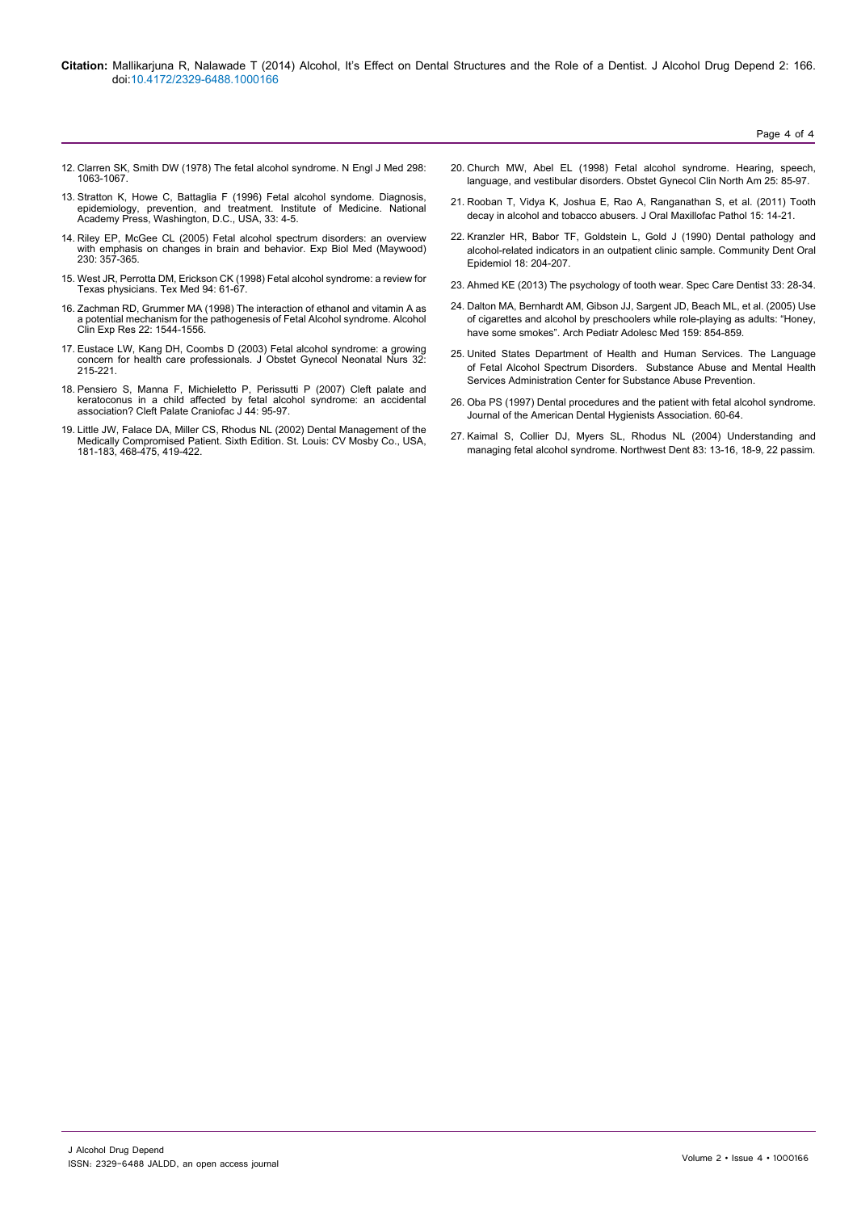12. Clarren SK, Smith DW (1978) The fetal alcohol syndrome. N Engl J Med 298: 1063-1067.

13. Stratton K, Howe C, Battaglia F (1996) Fetal alcohol syndome. Diagnosis, epidemiology, prevention, and treatment. Institute of Medicine. National Academy Press, Washington, D.C., USA, 33: 4-5.

14. Riley EP, McGee CL (2005) Fetal alcohol spectrum disorders: an overview with emphasis on changes in brain and behavior. Exp Biol Med (Maywood) 230: 357-365.

15. West JR, Perrotta DM, Erickson CK (1998) Fetal alcohol syndrome: a review for Texas physicians. Tex Med 94: 61-67.

16. Zachman RD, Grummer MA (1998) The interaction of ethanol and vitamin A as a potential mechanism for the pathogenesis of Fetal Alcohol syndrome. Alcohol Clin Exp Res 22: 1544-1556.

17. Eustace LW, Kang DH, Coombs D (2003) Fetal alcohol syndrome: a growing concern for health care professionals. J Obstet Gynecol Neonatal Nurs 32: 215-221.

18. Pensiero S, Manna F, Michieletto P, Perissutti P (2007) Cleft palate and keratoconus in a child affected by fetal alcohol syndrome: an accidental association? Cleft Palate Craniofac J 44: 95-97.

19. Little JW, Falace DA, Miller CS, Rhodus NL (2002) Dental Management of the Medically Compromised Patient. Sixth Edition. St. Louis: CV Mosby Co., USA, 181-183, 468-475, 419-422.

20. Church MW, Abel EL (1998) Fetal alcohol syndrome. Hearing, speech, language, and vestibular disorders. Obstet Gynecol Clin North Am 25: 85-97.

21. Rooban T, Vidya K, Joshua E, Rao A, Ranganathan S, et al. (2011) Tooth decay in alcohol and tobacco abusers. J Oral Maxillofac Pathol 15: 14-21.

22. Kranzler HR, Babor TF, Goldstein L, Gold J (1990) Dental pathology and alcohol-related indicators in an outpatient clinic sample. Community Dent Oral Epidemiol 18: 204-207.

23. Ahmed KE (2013) The psychology of tooth wear. Spec Care Dentist 33: 28-34.

24. Dalton MA, Bernhardt AM, Gibson JJ, Sargent JD, Beach ML, et al. (2005) Use of cigarettes and alcohol by preschoolers while role-playing as adults: "Honey, have some smokes". Arch Pediatr Adolesc Med 159: 854-859.

25. United States Department of Health and Human Services. The Language of Fetal Alcohol Spectrum Disorders. Substance Abuse and Mental Health Services Administration Center for Substance Abuse Prevention.

26. Oba PS (1997) Dental procedures and the patient with fetal alcohol syndrome. Journal of the American Dental Hygienists Association. 60-64.

27. Kaimal S, Collier DJ, Myers SL, Rhodus NL (2004) Understanding and managing fetal alcohol syndrome. Northwest Dent 83: 13-16, 18-9, 22 passim.